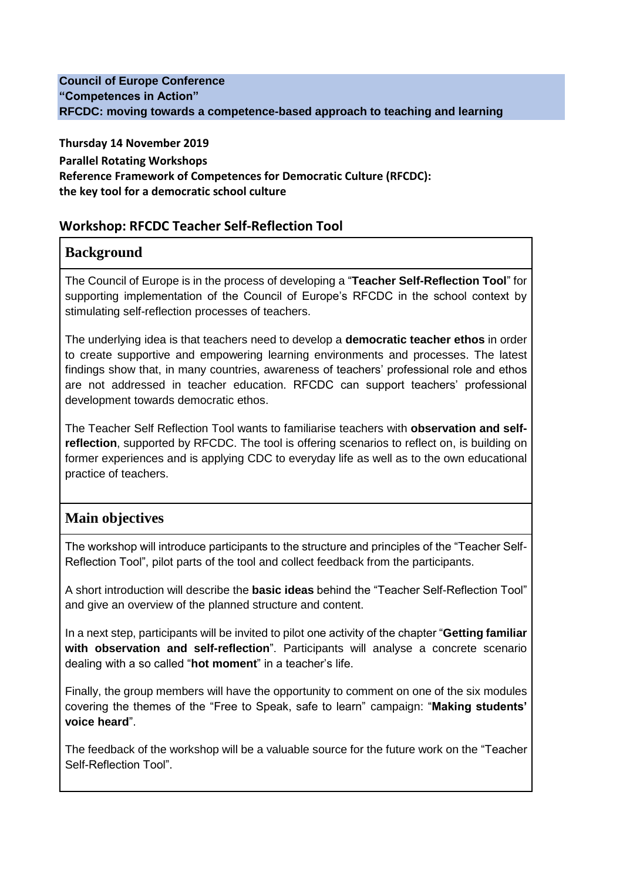**Council of Europe Conference**
**"Competences in Action"**
**RFCDC: moving towards a competence-based approach to teaching and learning**

**Thursday 14 November 2019**

**Parallel Rotating Workshops**

**Reference Framework of Competences for Democratic Culture (RFCDC):**
**the key tool for a democratic school culture**

## Workshop: RFCDC Teacher Self-Reflection Tool

### Background

The Council of Europe is in the process of developing a "**Teacher Self-Reflection Tool**" for supporting implementation of the Council of Europe's RFCDC in the school context by stimulating self-reflection processes of teachers.

The underlying idea is that teachers need to develop a **democratic teacher ethos** in order to create supportive and empowering learning environments and processes. The latest findings show that, in many countries, awareness of teachers' professional role and ethos are not addressed in teacher education. RFCDC can support teachers' professional development towards democratic ethos.

The Teacher Self Reflection Tool wants to familiarise teachers with **observation and self-reflection**, supported by RFCDC. The tool is offering scenarios to reflect on, is building on former experiences and is applying CDC to everyday life as well as to the own educational practice of teachers.

### Main objectives

The workshop will introduce participants to the structure and principles of the "Teacher Self-Reflection Tool", pilot parts of the tool and collect feedback from the participants.

A short introduction will describe the **basic ideas** behind the "Teacher Self-Reflection Tool" and give an overview of the planned structure and content.

In a next step, participants will be invited to pilot one activity of the chapter "**Getting familiar with observation and self-reflection**". Participants will analyse a concrete scenario dealing with a so called "**hot moment**" in a teacher's life.

Finally, the group members will have the opportunity to comment on one of the six modules covering the themes of the "Free to Speak, safe to learn" campaign: "**Making students' voice heard**".

The feedback of the workshop will be a valuable source for the future work on the "Teacher Self-Reflection Tool".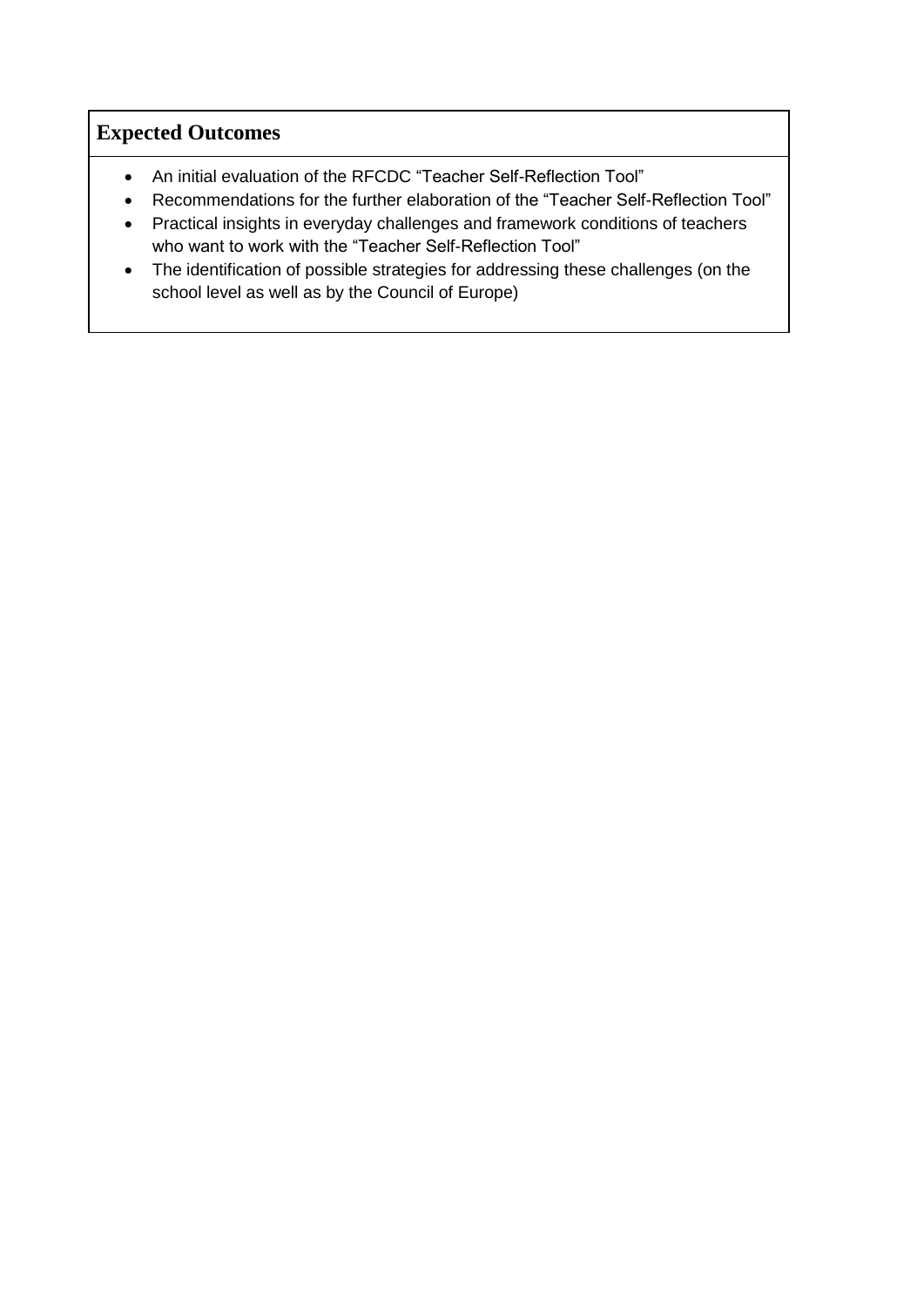## Expected Outcomes

- An initial evaluation of the RFCDC "Teacher Self-Reflection Tool"
- Recommendations for the further elaboration of the "Teacher Self-Reflection Tool"
- Practical insights in everyday challenges and framework conditions of teachers who want to work with the "Teacher Self-Reflection Tool"
- The identification of possible strategies for addressing these challenges (on the school level as well as by the Council of Europe)